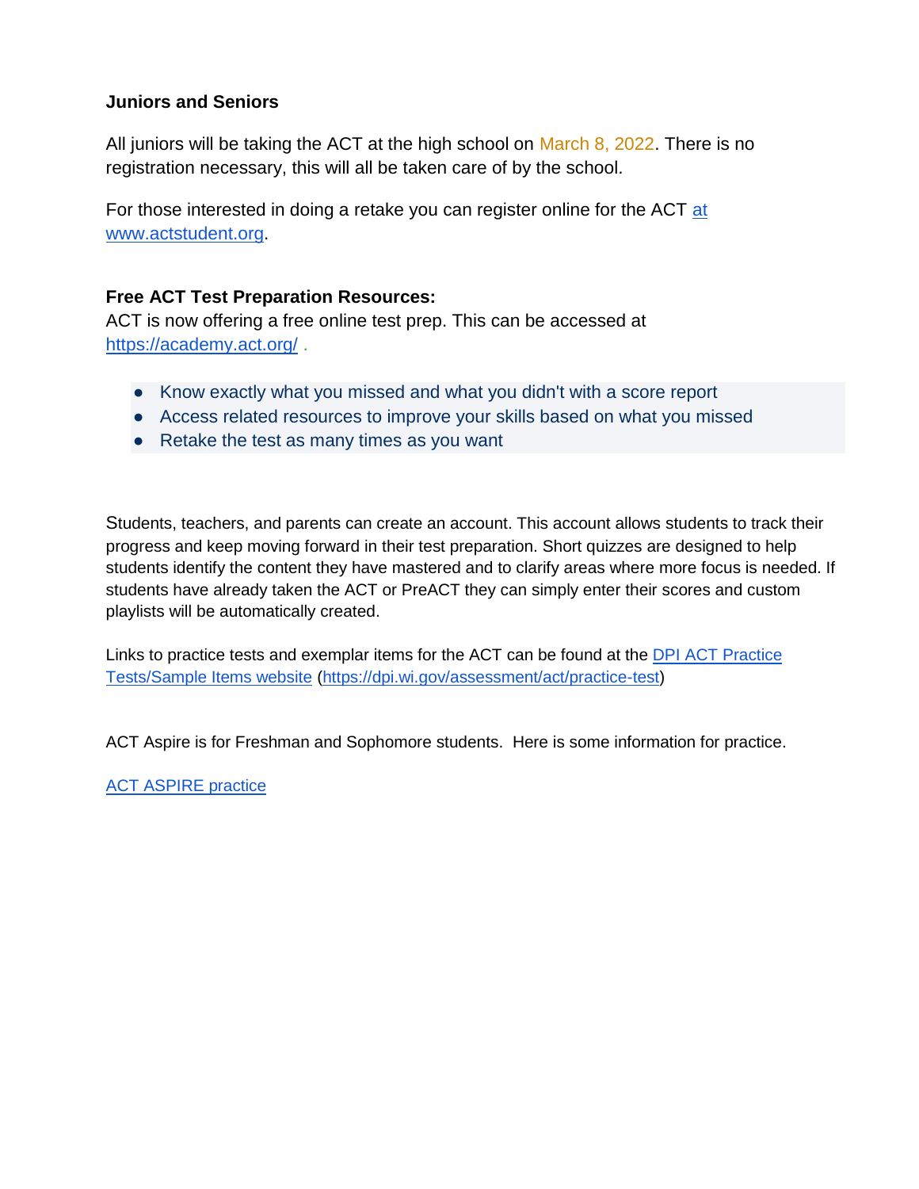**Juniors and Seniors**

All juniors will be taking the ACT at the high school on March 8, 2022. There is no registration necessary, this will all be taken care of by the school.

For those interested in doing a retake you can register online for the ACT at www.actstudent.org.

**Free ACT Test Preparation Resources:**
ACT is now offering a free online test prep. This can be accessed at https://academy.act.org/ .

- Know exactly what you missed and what you didn't with a score report
- Access related resources to improve your skills based on what you missed
- Retake the test as many times as you want

Students, teachers, and parents can create an account. This account allows students to track their progress and keep moving forward in their test preparation. Short quizzes are designed to help students identify the content they have mastered and to clarify areas where more focus is needed. If students have already taken the ACT or PreACT they can simply enter their scores and custom playlists will be automatically created.

Links to practice tests and exemplar items for the ACT can be found at the DPI ACT Practice Tests/Sample Items website (https://dpi.wi.gov/assessment/act/practice-test)

ACT Aspire is for Freshman and Sophomore students. Here is some information for practice.

ACT ASPIRE practice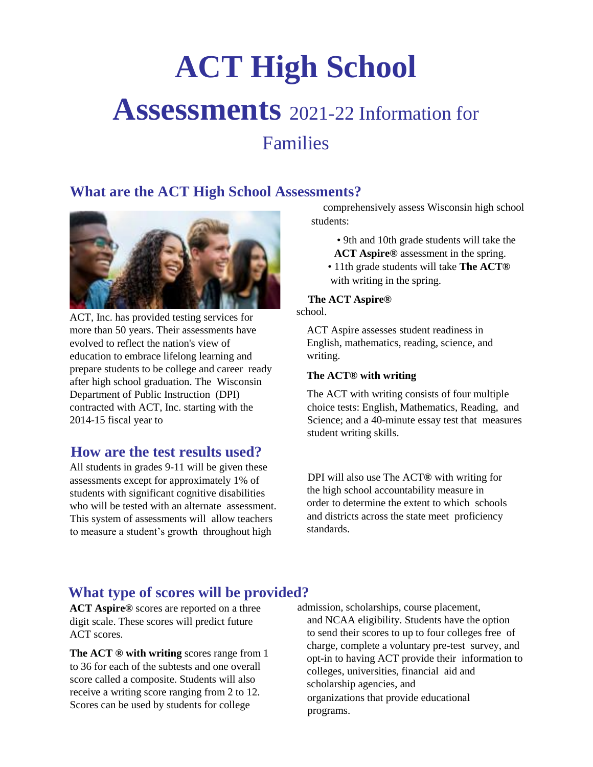# ACT High School Assessments

2021-22 Information for Families

## What are the ACT High School Assessments?

ACT, Inc. has provided testing services for more than 50 years. Their assessments have evolved to reflect the nation's view of education to embrace lifelong learning and prepare students to be college and career ready after high school graduation. The Wisconsin Department of Public Instruction (DPI) contracted with ACT, Inc. starting with the 2014-15 fiscal year to comprehensively assess Wisconsin high school students:

- 9th and 10th grade students will take the **ACT Aspire®** assessment in the spring.
- 11th grade students will take **The ACT®** with writing in the spring.

**The ACT Aspire®**

ACT Aspire assesses student readiness in English, mathematics, reading, science, and writing.

**The ACT® with writing**

The ACT with writing consists of four multiple choice tests: English, Mathematics, Reading, and Science; and a 40-minute essay test that measures student writing skills.

## How are the test results used?

All students in grades 9-11 will be given these assessments except for approximately 1% of students with significant cognitive disabilities who will be tested with an alternate assessment. This system of assessments will allow teachers to measure a student's growth throughout high school.

DPI will also use The ACT® with writing for the high school accountability measure in order to determine the extent to which schools and districts across the state meet proficiency standards.

## What type of scores will be provided?

**ACT Aspire®** scores are reported on a three digit scale. These scores will predict future ACT scores.

**The ACT ® with writing** scores range from 1 to 36 for each of the subtests and one overall score called a composite. Students will also receive a writing score ranging from 2 to 12. Scores can be used by students for college admission, scholarships, course placement, and NCAA eligibility. Students have the option to send their scores to up to four colleges free of charge, complete a voluntary pre-test survey, and opt-in to having ACT provide their information to colleges, universities, financial aid and scholarship agencies, and organizations that provide educational programs.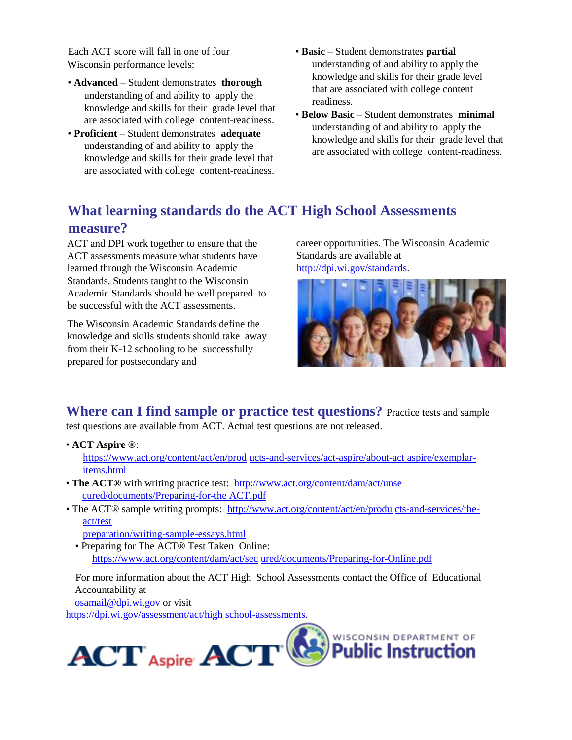Each ACT score will fall in one of four Wisconsin performance levels:

- **Advanced** – Student demonstrates **thorough** understanding of and ability to apply the knowledge and skills for their grade level that are associated with college content-readiness.
- **Proficient** – Student demonstrates **adequate** understanding of and ability to apply the knowledge and skills for their grade level that are associated with college content-readiness.
- **Basic** – Student demonstrates **partial** understanding of and ability to apply the knowledge and skills for their grade level that are associated with college content readiness.
- **Below Basic** – Student demonstrates **minimal** understanding of and ability to apply the knowledge and skills for their grade level that are associated with college content-readiness.

## What learning standards do the ACT High School Assessments measure?

ACT and DPI work together to ensure that the ACT assessments measure what students have learned through the Wisconsin Academic Standards. Students taught to the Wisconsin Academic Standards should be well prepared to be successful with the ACT assessments.

The Wisconsin Academic Standards define the knowledge and skills students should take away from their K-12 schooling to be successfully prepared for postsecondary and career opportunities. The Wisconsin Academic Standards are available at http://dpi.wi.gov/standards.

## Where can I find sample or practice test questions?

Practice tests and sample test questions are available from ACT. Actual test questions are not released.

- **ACT Aspire ®**: https://www.act.org/content/act/en/products-and-services/act-aspire/about-act aspire/exemplar-items.html
- **The ACT®** with writing practice test: http://www.act.org/content/dam/act/unsecured/documents/Preparing-for-the ACT.pdf
- The ACT® sample writing prompts: http://www.act.org/content/act/en/products-and-services/the-act/test preparation/writing-sample-essays.html
- Preparing for The ACT® Test Taken Online: https://www.act.org/content/dam/act/secured/documents/Preparing-for-Online.pdf

For more information about the ACT High School Assessments contact the Office of Educational Accountability at osamail@dpi.wi.gov or visit https://dpi.wi.gov/assessment/act/high school-assessments.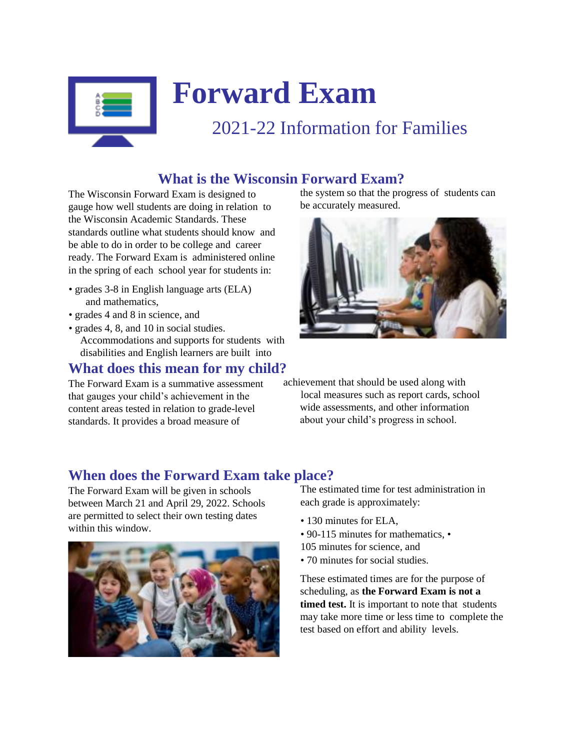# Forward Exam

## 2021-22 Information for Families

## What is the Wisconsin Forward Exam?

The Wisconsin Forward Exam is designed to gauge how well students are doing in relation to the Wisconsin Academic Standards. These standards outline what students should know and be able to do in order to be college and career ready. The Forward Exam is administered online in the spring of each school year for students in:

- grades 3-8 in English language arts (ELA) and mathematics,
- grades 4 and 8 in science, and
- grades 4, 8, and 10 in social studies.

Accommodations and supports for students with disabilities and English learners are built into the system so that the progress of students can be accurately measured.

## What does this mean for my child?

The Forward Exam is a summative assessment that gauges your child's achievement in the content areas tested in relation to grade-level standards. It provides a broad measure of achievement that should be used along with local measures such as report cards, school wide assessments, and other information about your child's progress in school.

## When does the Forward Exam take place?

The Forward Exam will be given in schools between March 21 and April 29, 2022. Schools are permitted to select their own testing dates within this window.

The estimated time for test administration in each grade is approximately:

- 130 minutes for ELA,
- 90-115 minutes for mathematics,
- 105 minutes for science, and
- 70 minutes for social studies.

These estimated times are for the purpose of scheduling, as **the Forward Exam is not a timed test.** It is important to note that students may take more time or less time to complete the test based on effort and ability levels.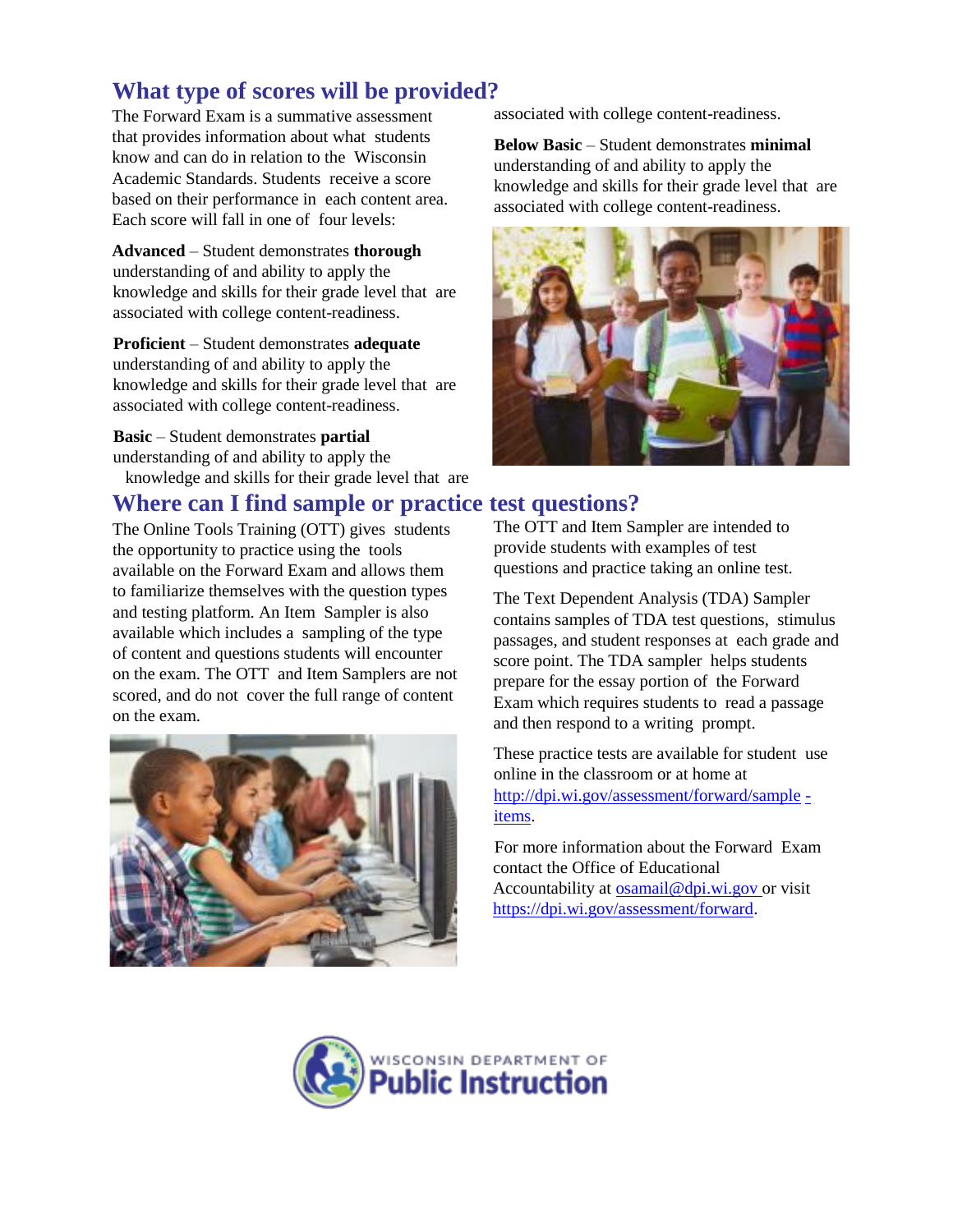## What type of scores will be provided?

The Forward Exam is a summative assessment that provides information about what students know and can do in relation to the Wisconsin Academic Standards. Students receive a score based on their performance in each content area. Each score will fall in one of four levels:

**Advanced** – Student demonstrates **thorough** understanding of and ability to apply the knowledge and skills for their grade level that are associated with college content-readiness.

**Proficient** – Student demonstrates **adequate** understanding of and ability to apply the knowledge and skills for their grade level that are associated with college content-readiness.

**Basic** – Student demonstrates **partial** understanding of and ability to apply the knowledge and skills for their grade level that are associated with college content-readiness.

**Below Basic** – Student demonstrates **minimal** understanding of and ability to apply the knowledge and skills for their grade level that are associated with college content-readiness.

## Where can I find sample or practice test questions?

The Online Tools Training (OTT) gives students the opportunity to practice using the tools available on the Forward Exam and allows them to familiarize themselves with the question types and testing platform. An Item Sampler is also available which includes a sampling of the type of content and questions students will encounter on the exam. The OTT and Item Samplers are not scored, and do not cover the full range of content on the exam.

The OTT and Item Sampler are intended to provide students with examples of test questions and practice taking an online test.

The Text Dependent Analysis (TDA) Sampler contains samples of TDA test questions, stimulus passages, and student responses at each grade and score point. The TDA sampler helps students prepare for the essay portion of the Forward Exam which requires students to read a passage and then respond to a writing prompt.

These practice tests are available for student use online in the classroom or at home at http://dpi.wi.gov/assessment/forward/sample-items.

For more information about the Forward Exam contact the Office of Educational Accountability at osamail@dpi.wi.gov or visit https://dpi.wi.gov/assessment/forward.

WISCONSIN DEPARTMENT OF Public Instruction